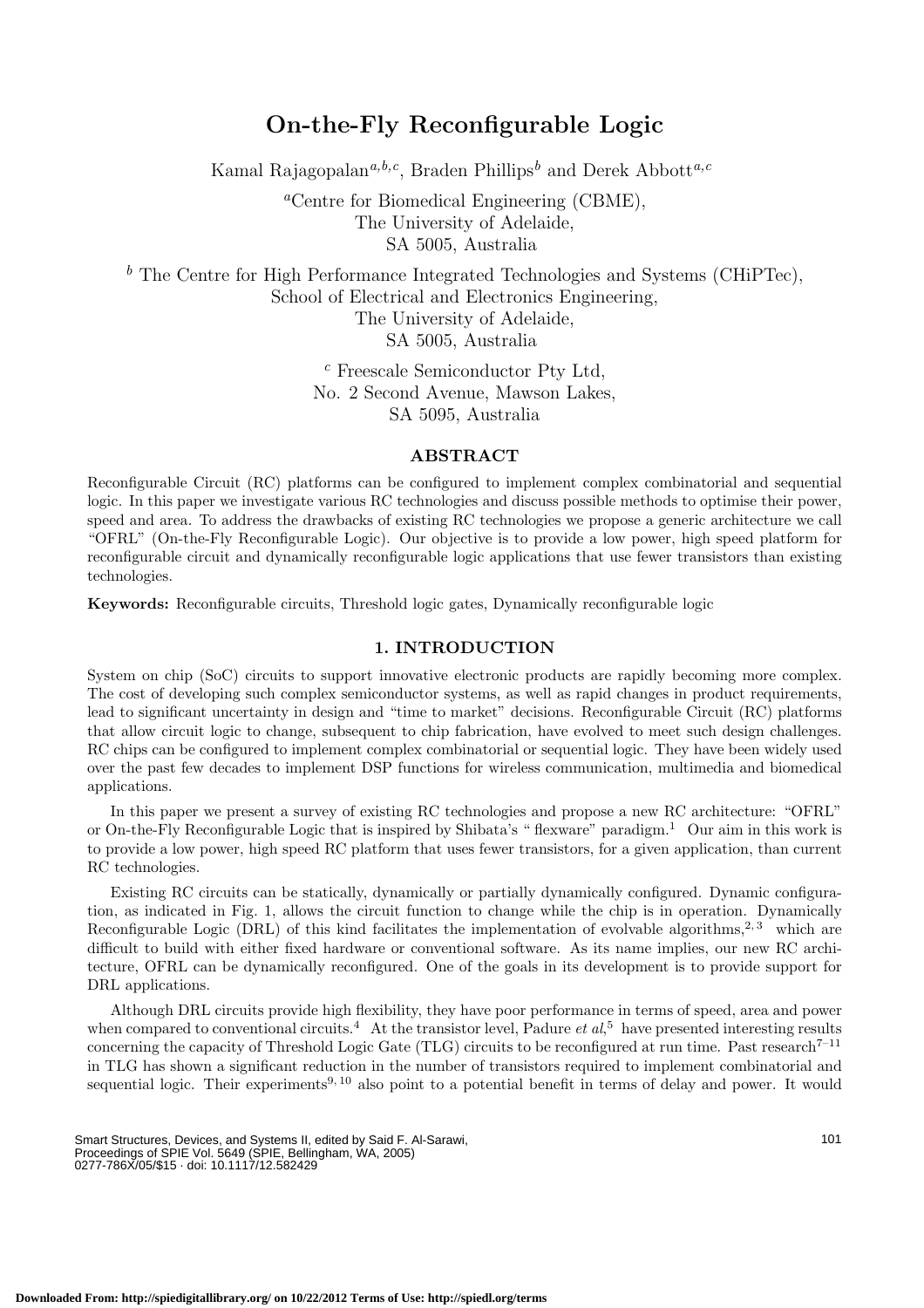# On-the-Fly Reconfigurable Logic

Kamal Rajagopalan[a,b,c], Braden Phillips[b] and Derek Abbott[a,c]

[a]Centre for Biomedical Engineering (CBME),
The University of Adelaide,
SA 5005, Australia

[b] The Centre for High Performance Integrated Technologies and Systems (CHiPTec),
School of Electrical and Electronics Engineering,
The University of Adelaide,
SA 5005, Australia

[c] Freescale Semiconductor Pty Ltd,
No. 2 Second Avenue, Mawson Lakes,
SA 5095, Australia

## ABSTRACT

Reconfigurable Circuit (RC) platforms can be configured to implement complex combinatorial and sequential logic. In this paper we investigate various RC technologies and discuss possible methods to optimise their power, speed and area. To address the drawbacks of existing RC technologies we propose a generic architecture we call "OFRL" (On-the-Fly Reconfigurable Logic). Our objective is to provide a low power, high speed platform for reconfigurable circuit and dynamically reconfigurable logic applications that use fewer transistors than existing technologies.

**Keywords:** Reconfigurable circuits, Threshold logic gates, Dynamically reconfigurable logic

## 1. INTRODUCTION

System on chip (SoC) circuits to support innovative electronic products are rapidly becoming more complex. The cost of developing such complex semiconductor systems, as well as rapid changes in product requirements, lead to significant uncertainty in design and "time to market" decisions. Reconfigurable Circuit (RC) platforms that allow circuit logic to change, subsequent to chip fabrication, have evolved to meet such design challenges. RC chips can be configured to implement complex combinatorial or sequential logic. They have been widely used over the past few decades to implement DSP functions for wireless communication, multimedia and biomedical applications.

In this paper we present a survey of existing RC technologies and propose a new RC architecture: "OFRL" or On-the-Fly Reconfigurable Logic that is inspired by Shibata's " flexware" paradigm.[1] Our aim in this work is to provide a low power, high speed RC platform that uses fewer transistors, for a given application, than current RC technologies.

Existing RC circuits can be statically, dynamically or partially dynamically configured. Dynamic configuration, as indicated in Fig. 1, allows the circuit function to change while the chip is in operation. Dynamically Reconfigurable Logic (DRL) of this kind facilitates the implementation of evolvable algorithms,[2,3] which are difficult to build with either fixed hardware or conventional software. As its name implies, our new RC architecture, OFRL can be dynamically reconfigured. One of the goals in its development is to provide support for DRL applications.

Although DRL circuits provide high flexibility, they have poor performance in terms of speed, area and power when compared to conventional circuits.[4] At the transistor level, Padure *et al*,[5] have presented interesting results concerning the capacity of Threshold Logic Gate (TLG) circuits to be reconfigured at run time. Past research[7–11] in TLG has shown a significant reduction in the number of transistors required to implement combinatorial and sequential logic. Their experiments[9,10] also point to a potential benefit in terms of delay and power. It would

Smart Structures, Devices, and Systems II, edited by Said F. Al-Sarawi,
Proceedings of SPIE Vol. 5649 (SPIE, Bellingham, WA, 2005)
0277-786X/05/$15 · doi: 10.1117/12.582429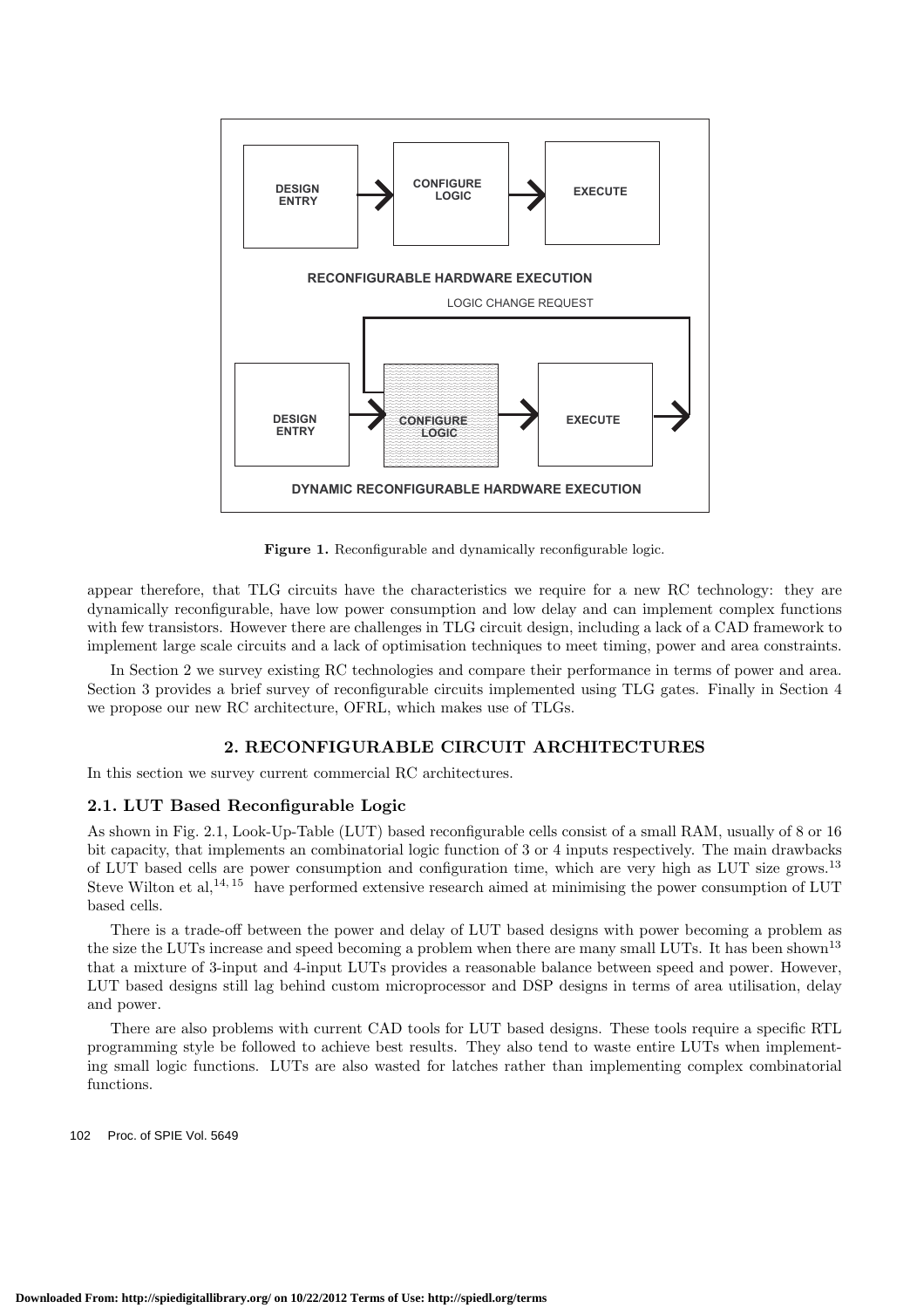Figure 1. Reconfigurable and dynamically reconfigurable logic.

appear therefore, that TLG circuits have the characteristics we require for a new RC technology: they are dynamically reconfigurable, have low power consumption and low delay and can implement complex functions with few transistors. However there are challenges in TLG circuit design, including a lack of a CAD framework to implement large scale circuits and a lack of optimisation techniques to meet timing, power and area constraints.

In Section 2 we survey existing RC technologies and compare their performance in terms of power and area. Section 3 provides a brief survey of reconfigurable circuits implemented using TLG gates. Finally in Section 4 we propose our new RC architecture, OFRL, which makes use of TLGs.

## 2. RECONFIGURABLE CIRCUIT ARCHITECTURES

In this section we survey current commercial RC architectures.

### 2.1. LUT Based Reconfigurable Logic

As shown in Fig. 2.1, Look-Up-Table (LUT) based reconfigurable cells consist of a small RAM, usually of 8 or 16 bit capacity, that implements an combinatorial logic function of 3 or 4 inputs respectively. The main drawbacks of LUT based cells are power consumption and configuration time, which are very high as LUT size grows.[13] Steve Wilton et al,[14, 15] have performed extensive research aimed at minimising the power consumption of LUT based cells.

There is a trade-off between the power and delay of LUT based designs with power becoming a problem as the size the LUTs increase and speed becoming a problem when there are many small LUTs. It has been shown[13] that a mixture of 3-input and 4-input LUTs provides a reasonable balance between speed and power. However, LUT based designs still lag behind custom microprocessor and DSP designs in terms of area utilisation, delay and power.

There are also problems with current CAD tools for LUT based designs. These tools require a specific RTL programming style be followed to achieve best results. They also tend to waste entire LUTs when implementing small logic functions. LUTs are also wasted for latches rather than implementing complex combinatorial functions.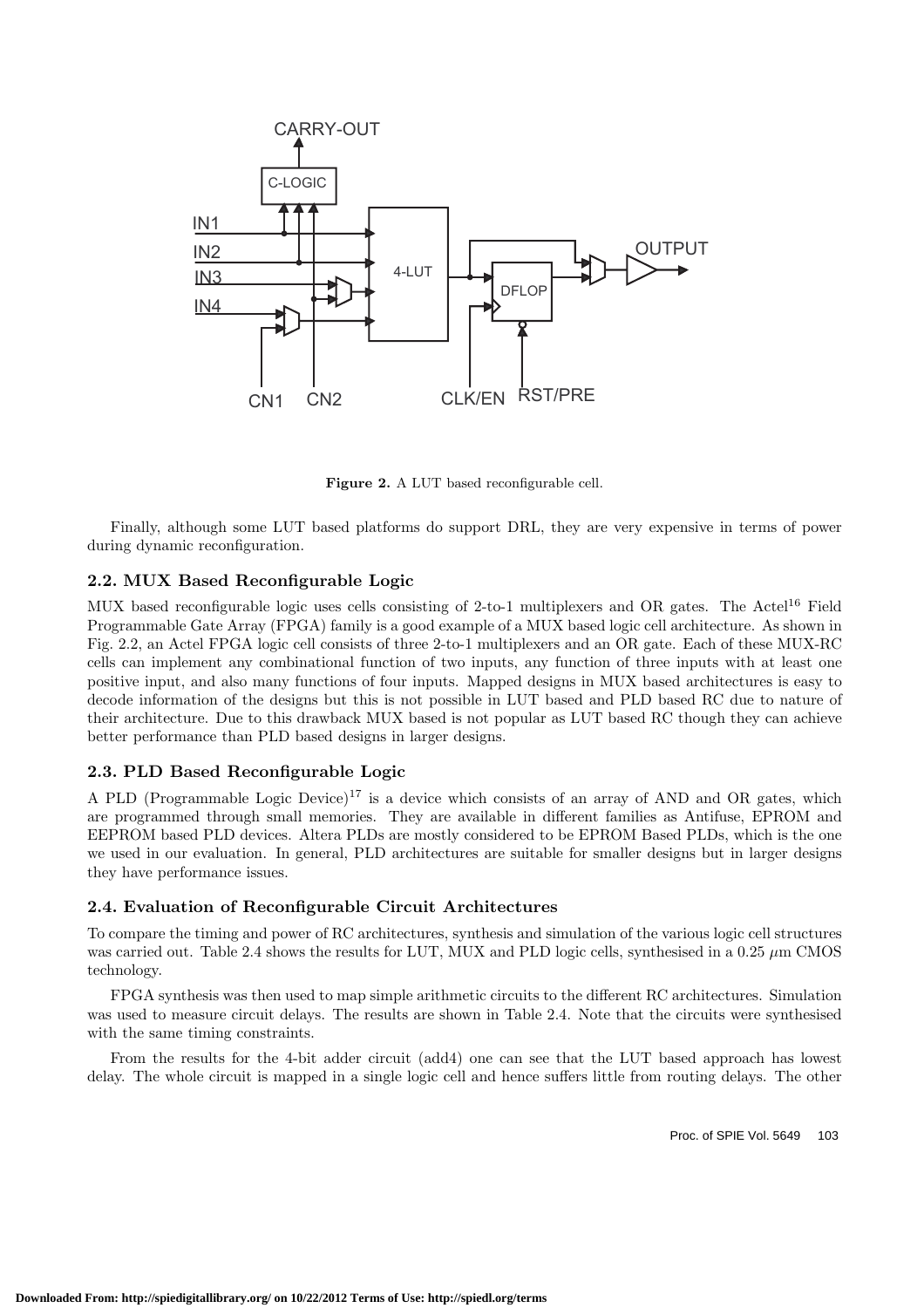Figure 2. A LUT based reconfigurable cell.

Finally, although some LUT based platforms do support DRL, they are very expensive in terms of power during dynamic reconfiguration.

### 2.2. MUX Based Reconfigurable Logic

MUX based reconfigurable logic uses cells consisting of 2-to-1 multiplexers and OR gates. The Actel[16] Field Programmable Gate Array (FPGA) family is a good example of a MUX based logic cell architecture. As shown in Fig. 2.2, an Actel FPGA logic cell consists of three 2-to-1 multiplexers and an OR gate. Each of these MUX-RC cells can implement any combinational function of two inputs, any function of three inputs with at least one positive input, and also many functions of four inputs. Mapped designs in MUX based architectures is easy to decode information of the designs but this is not possible in LUT based and PLD based RC due to nature of their architecture. Due to this drawback MUX based is not popular as LUT based RC though they can achieve better performance than PLD based designs in larger designs.

### 2.3. PLD Based Reconfigurable Logic

A PLD (Programmable Logic Device)[17] is a device which consists of an array of AND and OR gates, which are programmed through small memories. They are available in different families as Antifuse, EPROM and EEPROM based PLD devices. Altera PLDs are mostly considered to be EPROM Based PLDs, which is the one we used in our evaluation. In general, PLD architectures are suitable for smaller designs but in larger designs they have performance issues.

### 2.4. Evaluation of Reconfigurable Circuit Architectures

To compare the timing and power of RC architectures, synthesis and simulation of the various logic cell structures was carried out. Table 2.4 shows the results for LUT, MUX and PLD logic cells, synthesised in a 0.25 $\mu$m CMOS technology.

FPGA synthesis was then used to map simple arithmetic circuits to the different RC architectures. Simulation was used to measure circuit delays. The results are shown in Table 2.4. Note that the circuits were synthesised with the same timing constraints.

From the results for the 4-bit adder circuit (add4) one can see that the LUT based approach has lowest delay. The whole circuit is mapped in a single logic cell and hence suffers little from routing delays. The other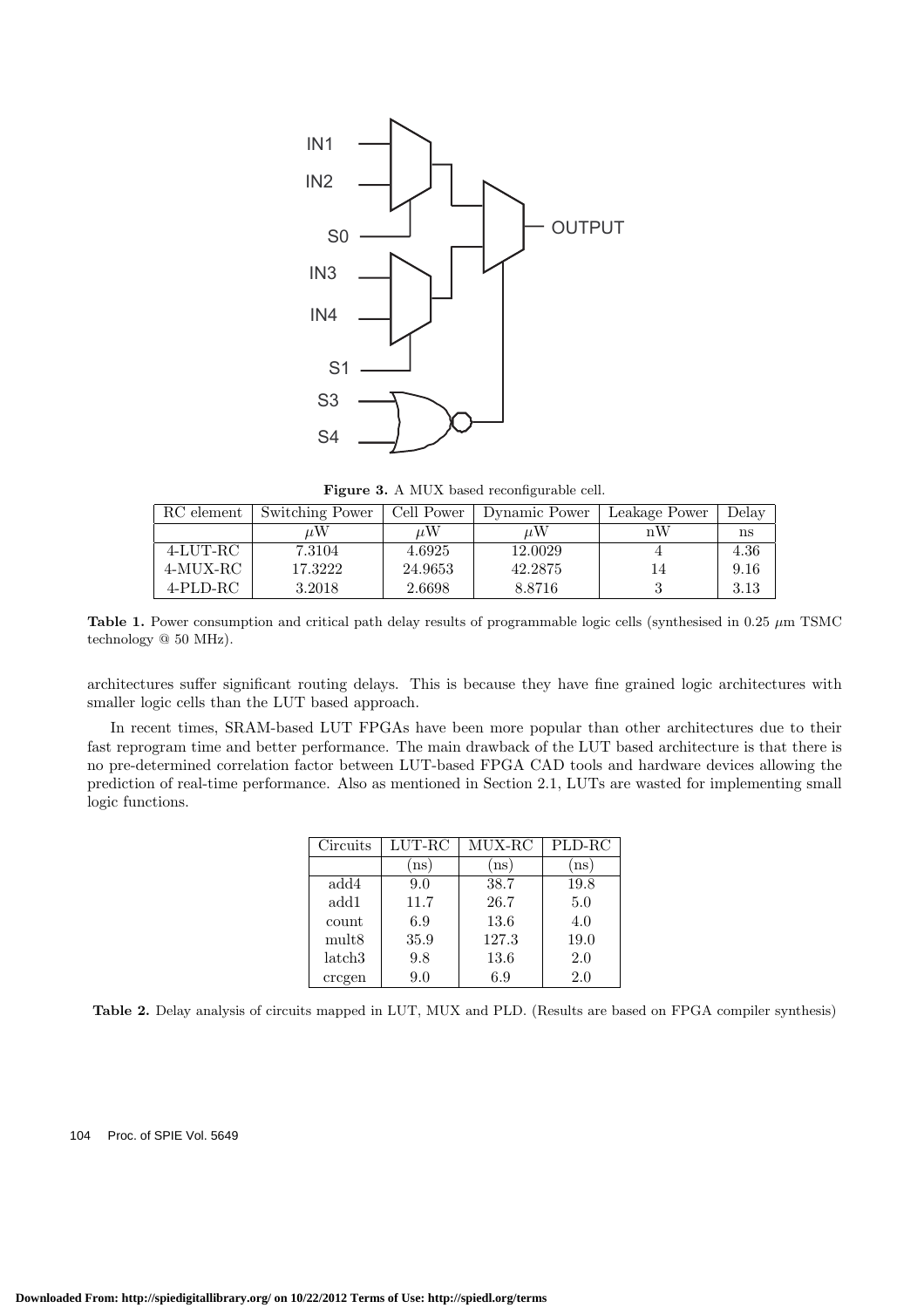**Figure 3.** A MUX based reconfigurable cell.

| RC element | Switching Power | Cell Power | Dynamic Power | Leakage Power | Delay |
|---|---|---|---|---|---|
| | $\mu$W | $\mu$W | $\mu$W | nW | ns |
| 4-LUT-RC | 7.3104 | 4.6925 | 12.0029 | 4 | 4.36 |
| 4-MUX-RC | 17.3222 | 24.9653 | 42.2875 | 14 | 9.16 |
| 4-PLD-RC | 3.2018 | 2.6698 | 8.8716 | 3 | 3.13 |

**Table 1.** Power consumption and critical path delay results of programmable logic cells (synthesised in 0.25 $\mu$m TSMC technology @ 50 MHz).

architectures suffer significant routing delays. This is because they have fine grained logic architectures with smaller logic cells than the LUT based approach.

In recent times, SRAM-based LUT FPGAs have been more popular than other architectures due to their fast reprogram time and better performance. The main drawback of the LUT based architecture is that there is no pre-determined correlation factor between LUT-based FPGA CAD tools and hardware devices allowing the prediction of real-time performance. Also as mentioned in Section 2.1, LUTs are wasted for implementing small logic functions.

| Circuits | LUT-RC | MUX-RC | PLD-RC |
|---|---|---|---|
| | (ns) | (ns) | (ns) |
| add4 | 9.0 | 38.7 | 19.8 |
| add1 | 11.7 | 26.7 | 5.0 |
| count | 6.9 | 13.6 | 4.0 |
| mult8 | 35.9 | 127.3 | 19.0 |
| latch3 | 9.8 | 13.6 | 2.0 |
| crcgen | 9.0 | 6.9 | 2.0 |

**Table 2.** Delay analysis of circuits mapped in LUT, MUX and PLD. (Results are based on FPGA compiler synthesis)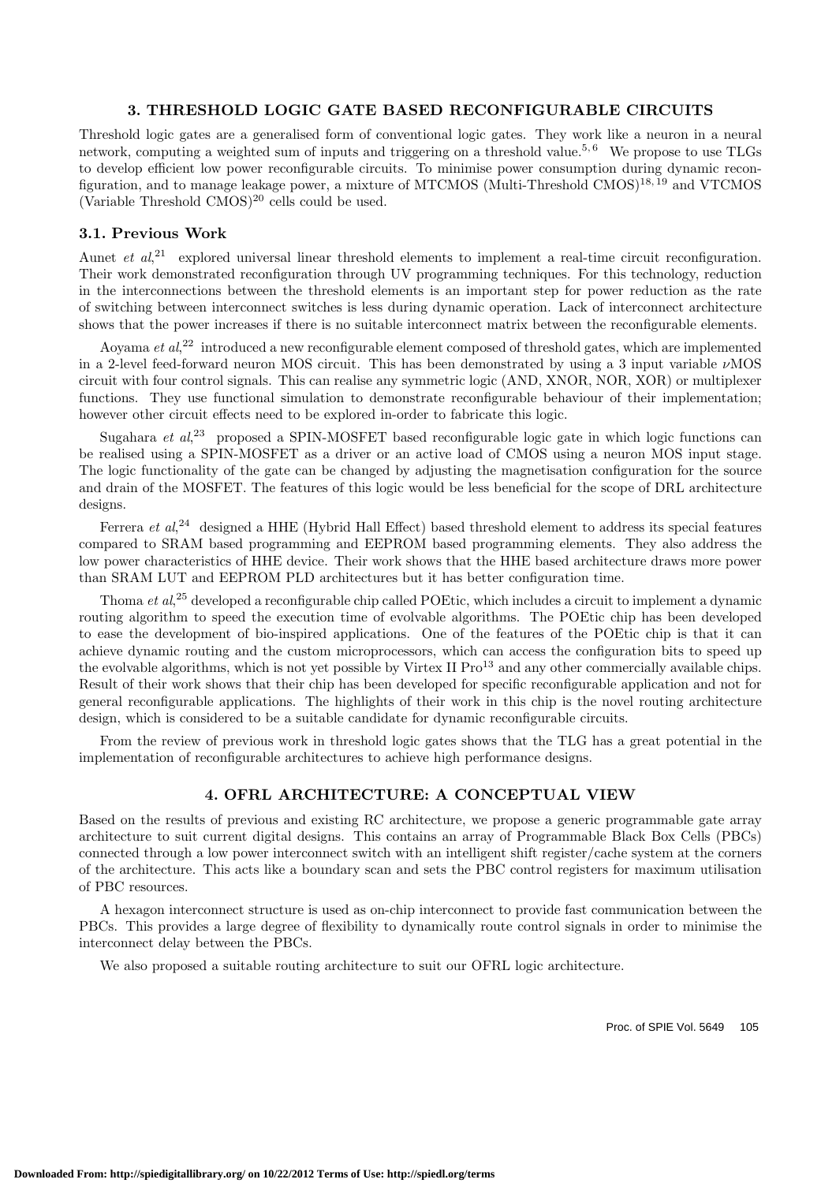## 3. THRESHOLD LOGIC GATE BASED RECONFIGURABLE CIRCUITS

Threshold logic gates are a generalised form of conventional logic gates. They work like a neuron in a neural network, computing a weighted sum of inputs and triggering on a threshold value.[5,6] We propose to use TLGs to develop efficient low power reconfigurable circuits. To minimise power consumption during dynamic reconfiguration, and to manage leakage power, a mixture of MTCMOS (Multi-Threshold CMOS)[18,19] and VTCMOS (Variable Threshold CMOS)[20] cells could be used.

### 3.1. Previous Work

Aunet *et al*,[21] explored universal linear threshold elements to implement a real-time circuit reconfiguration. Their work demonstrated reconfiguration through UV programming techniques. For this technology, reduction in the interconnections between the threshold elements is an important step for power reduction as the rate of switching between interconnect switches is less during dynamic operation. Lack of interconnect architecture shows that the power increases if there is no suitable interconnect matrix between the reconfigurable elements.

Aoyama *et al*,[22] introduced a new reconfigurable element composed of threshold gates, which are implemented in a 2-level feed-forward neuron MOS circuit. This has been demonstrated by using a 3 input variable $\nu$MOS circuit with four control signals. This can realise any symmetric logic (AND, XNOR, NOR, XOR) or multiplexer functions. They use functional simulation to demonstrate reconfigurable behaviour of their implementation; however other circuit effects need to be explored in-order to fabricate this logic.

Sugahara *et al*,[23] proposed a SPIN-MOSFET based reconfigurable logic gate in which logic functions can be realised using a SPIN-MOSFET as a driver or an active load of CMOS using a neuron MOS input stage. The logic functionality of the gate can be changed by adjusting the magnetisation configuration for the source and drain of the MOSFET. The features of this logic would be less beneficial for the scope of DRL architecture designs.

Ferrera *et al*,[24] designed a HHE (Hybrid Hall Effect) based threshold element to address its special features compared to SRAM based programming and EEPROM based programming elements. They also address the low power characteristics of HHE device. Their work shows that the HHE based architecture draws more power than SRAM LUT and EEPROM PLD architectures but it has better configuration time.

Thoma *et al*,[25] developed a reconfigurable chip called POEtic, which includes a circuit to implement a dynamic routing algorithm to speed the execution time of evolvable algorithms. The POEtic chip has been developed to ease the development of bio-inspired applications. One of the features of the POEtic chip is that it can achieve dynamic routing and the custom microprocessors, which can access the configuration bits to speed up the evolvable algorithms, which is not yet possible by Virtex II Pro[13] and any other commercially available chips. Result of their work shows that their chip has been developed for specific reconfigurable application and not for general reconfigurable applications. The highlights of their work in this chip is the novel routing architecture design, which is considered to be a suitable candidate for dynamic reconfigurable circuits.

From the review of previous work in threshold logic gates shows that the TLG has a great potential in the implementation of reconfigurable architectures to achieve high performance designs.

## 4. OFRL ARCHITECTURE: A CONCEPTUAL VIEW

Based on the results of previous and existing RC architecture, we propose a generic programmable gate array architecture to suit current digital designs. This contains an array of Programmable Black Box Cells (PBCs) connected through a low power interconnect switch with an intelligent shift register/cache system at the corners of the architecture. This acts like a boundary scan and sets the PBC control registers for maximum utilisation of PBC resources.

A hexagon interconnect structure is used as on-chip interconnect to provide fast communication between the PBCs. This provides a large degree of flexibility to dynamically route control signals in order to minimise the interconnect delay between the PBCs.

We also proposed a suitable routing architecture to suit our OFRL logic architecture.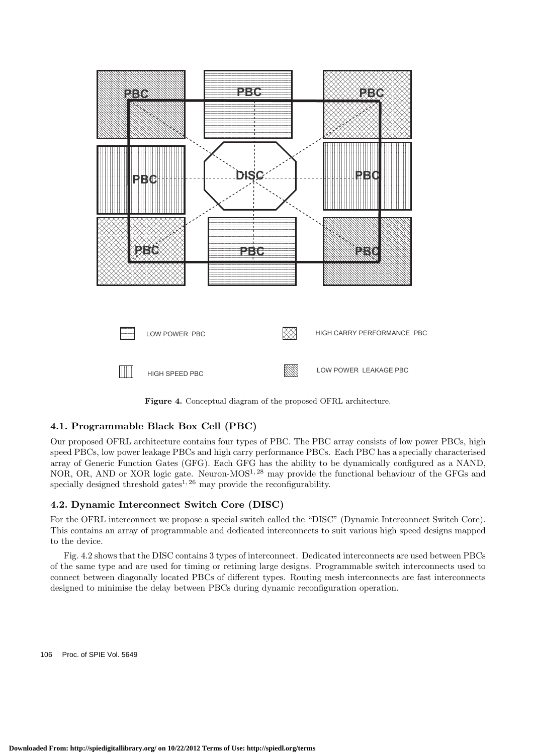**Figure 4.** Conceptual diagram of the proposed OFRL architecture.

### 4.1. Programmable Black Box Cell (PBC)

Our proposed OFRL architecture contains four types of PBC. The PBC array consists of low power PBCs, high speed PBCs, low power leakage PBCs and high carry performance PBCs. Each PBC has a specially characterised array of Generic Function Gates (GFG). Each GFG has the ability to be dynamically configured as a NAND, NOR, OR, AND or XOR logic gate. Neuron-MOS[1, 28] may provide the functional behaviour of the GFGs and specially designed threshold gates[1, 26] may provide the reconfigurability.

### 4.2. Dynamic Interconnect Switch Core (DISC)

For the OFRL interconnect we propose a special switch called the "DISC" (Dynamic Interconnect Switch Core). This contains an array of programmable and dedicated interconnects to suit various high speed designs mapped to the device.

Fig. 4.2 shows that the DISC contains 3 types of interconnect. Dedicated interconnects are used between PBCs of the same type and are used for timing or retiming large designs. Programmable switch interconnects used to connect between diagonally located PBCs of different types. Routing mesh interconnects are fast interconnects designed to minimise the delay between PBCs during dynamic reconfiguration operation.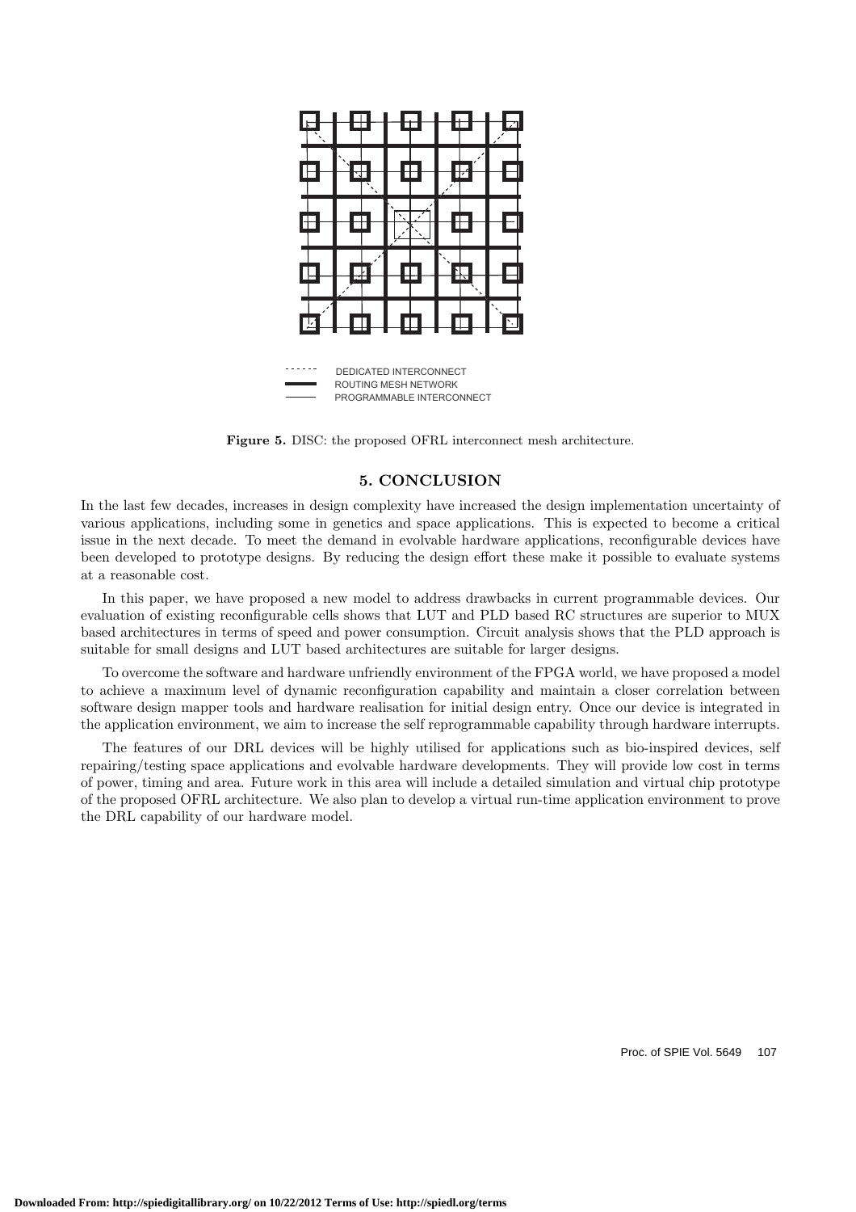DEDICATED INTERCONNECT
ROUTING MESH NETWORK
PROGRAMMABLE INTERCONNECT

**Figure 5.** DISC: the proposed OFRL interconnect mesh architecture.

## 5. CONCLUSION

In the last few decades, increases in design complexity have increased the design implementation uncertainty of various applications, including some in genetics and space applications. This is expected to become a critical issue in the next decade. To meet the demand in evolvable hardware applications, reconfigurable devices have been developed to prototype designs. By reducing the design effort these make it possible to evaluate systems at a reasonable cost.

In this paper, we have proposed a new model to address drawbacks in current programmable devices. Our evaluation of existing reconfigurable cells shows that LUT and PLD based RC structures are superior to MUX based architectures in terms of speed and power consumption. Circuit analysis shows that the PLD approach is suitable for small designs and LUT based architectures are suitable for larger designs.

To overcome the software and hardware unfriendly environment of the FPGA world, we have proposed a model to achieve a maximum level of dynamic reconfiguration capability and maintain a closer correlation between software design mapper tools and hardware realisation for initial design entry. Once our device is integrated in the application environment, we aim to increase the self reprogrammable capability through hardware interrupts.

The features of our DRL devices will be highly utilised for applications such as bio-inspired devices, self repairing/testing space applications and evolvable hardware developments. They will provide low cost in terms of power, timing and area. Future work in this area will include a detailed simulation and virtual chip prototype of the proposed OFRL architecture. We also plan to develop a virtual run-time application environment to prove the DRL capability of our hardware model.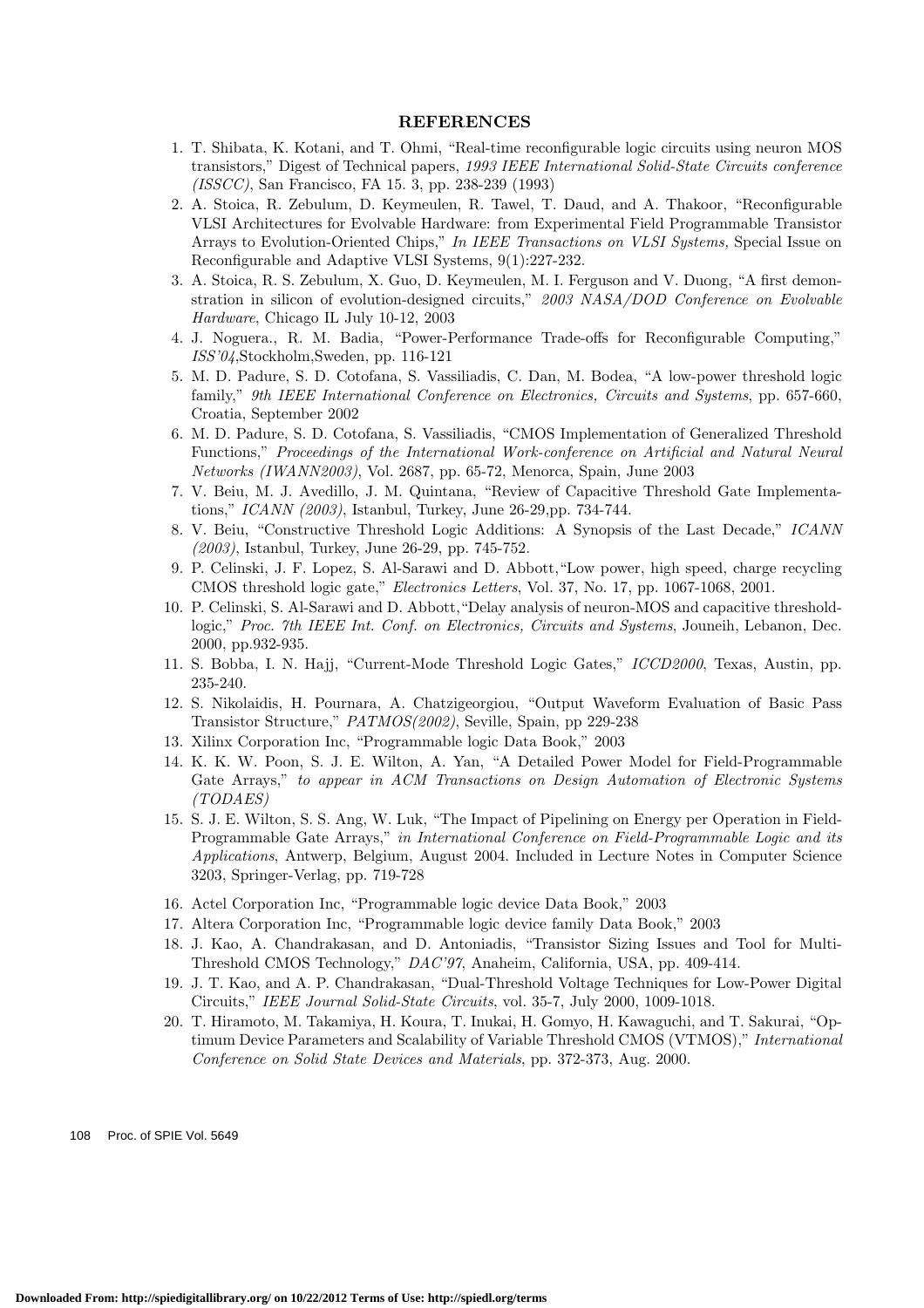## REFERENCES

1. T. Shibata, K. Kotani, and T. Ohmi, "Real-time reconfigurable logic circuits using neuron MOS transistors," Digest of Technical papers, *1993 IEEE International Solid-State Circuits conference (ISSCC)*, San Francisco, FA 15. 3, pp. 238-239 (1993)
2. A. Stoica, R. Zebulum, D. Keymeulen, R. Tawel, T. Daud, and A. Thakoor, "Reconfigurable VLSI Architectures for Evolvable Hardware: from Experimental Field Programmable Transistor Arrays to Evolution-Oriented Chips," *In IEEE Transactions on VLSI Systems,* Special Issue on Reconfigurable and Adaptive VLSI Systems, 9(1):227-232.
3. A. Stoica, R. S. Zebulum, X. Guo, D. Keymeulen, M. I. Ferguson and V. Duong, "A first demonstration in silicon of evolution-designed circuits," *2003 NASA/DOD Conference on Evolvable Hardware*, Chicago IL July 10-12, 2003
4. J. Noguera., R. M. Badia, "Power-Performance Trade-offs for Reconfigurable Computing," *ISS'04*,Stockholm,Sweden, pp. 116-121
5. M. D. Padure, S. D. Cotofana, S. Vassiliadis, C. Dan, M. Bodea, "A low-power threshold logic family," *9th IEEE International Conference on Electronics, Circuits and Systems*, pp. 657-660, Croatia, September 2002
6. M. D. Padure, S. D. Cotofana, S. Vassiliadis, "CMOS Implementation of Generalized Threshold Functions," *Proceedings of the International Work-conference on Artificial and Natural Neural Networks (IWANN2003)*, Vol. 2687, pp. 65-72, Menorca, Spain, June 2003
7. V. Beiu, M. J. Avedillo, J. M. Quintana, "Review of Capacitive Threshold Gate Implementations," *ICANN (2003)*, Istanbul, Turkey, June 26-29,pp. 734-744.
8. V. Beiu, "Constructive Threshold Logic Additions: A Synopsis of the Last Decade," *ICANN (2003)*, Istanbul, Turkey, June 26-29, pp. 745-752.
9. P. Celinski, J. F. Lopez, S. Al-Sarawi and D. Abbott,"Low power, high speed, charge recycling CMOS threshold logic gate," *Electronics Letters*, Vol. 37, No. 17, pp. 1067-1068, 2001.
10. P. Celinski, S. Al-Sarawi and D. Abbott,"Delay analysis of neuron-MOS and capacitive threshold-logic," *Proc. 7th IEEE Int. Conf. on Electronics, Circuits and Systems*, Jouneih, Lebanon, Dec. 2000, pp.932-935.
11. S. Bobba, I. N. Hajj, "Current-Mode Threshold Logic Gates," *ICCD2000*, Texas, Austin, pp. 235-240.
12. S. Nikolaidis, H. Pournara, A. Chatzigeorgiou, "Output Waveform Evaluation of Basic Pass Transistor Structure," *PATMOS(2002)*, Seville, Spain, pp 229-238
13. Xilinx Corporation Inc, "Programmable logic Data Book," 2003
14. K. K. W. Poon, S. J. E. Wilton, A. Yan, "A Detailed Power Model for Field-Programmable Gate Arrays," *to appear in ACM Transactions on Design Automation of Electronic Systems (TODAES)*
15. S. J. E. Wilton, S. S. Ang, W. Luk, "The Impact of Pipelining on Energy per Operation in Field-Programmable Gate Arrays," *in International Conference on Field-Programmable Logic and its Applications*, Antwerp, Belgium, August 2004. Included in Lecture Notes in Computer Science 3203, Springer-Verlag, pp. 719-728
16. Actel Corporation Inc, "Programmable logic device Data Book," 2003
17. Altera Corporation Inc, "Programmable logic device family Data Book," 2003
18. J. Kao, A. Chandrakasan, and D. Antoniadis, "Transistor Sizing Issues and Tool for Multi-Threshold CMOS Technology," *DAC'97*, Anaheim, California, USA, pp. 409-414.
19. J. T. Kao, and A. P. Chandrakasan, "Dual-Threshold Voltage Techniques for Low-Power Digital Circuits," *IEEE Journal Solid-State Circuits*, vol. 35-7, July 2000, 1009-1018.
20. T. Hiramoto, M. Takamiya, H. Koura, T. Inukai, H. Gomyo, H. Kawaguchi, and T. Sakurai, "Optimum Device Parameters and Scalability of Variable Threshold CMOS (VTMOS)," *International Conference on Solid State Devices and Materials*, pp. 372-373, Aug. 2000.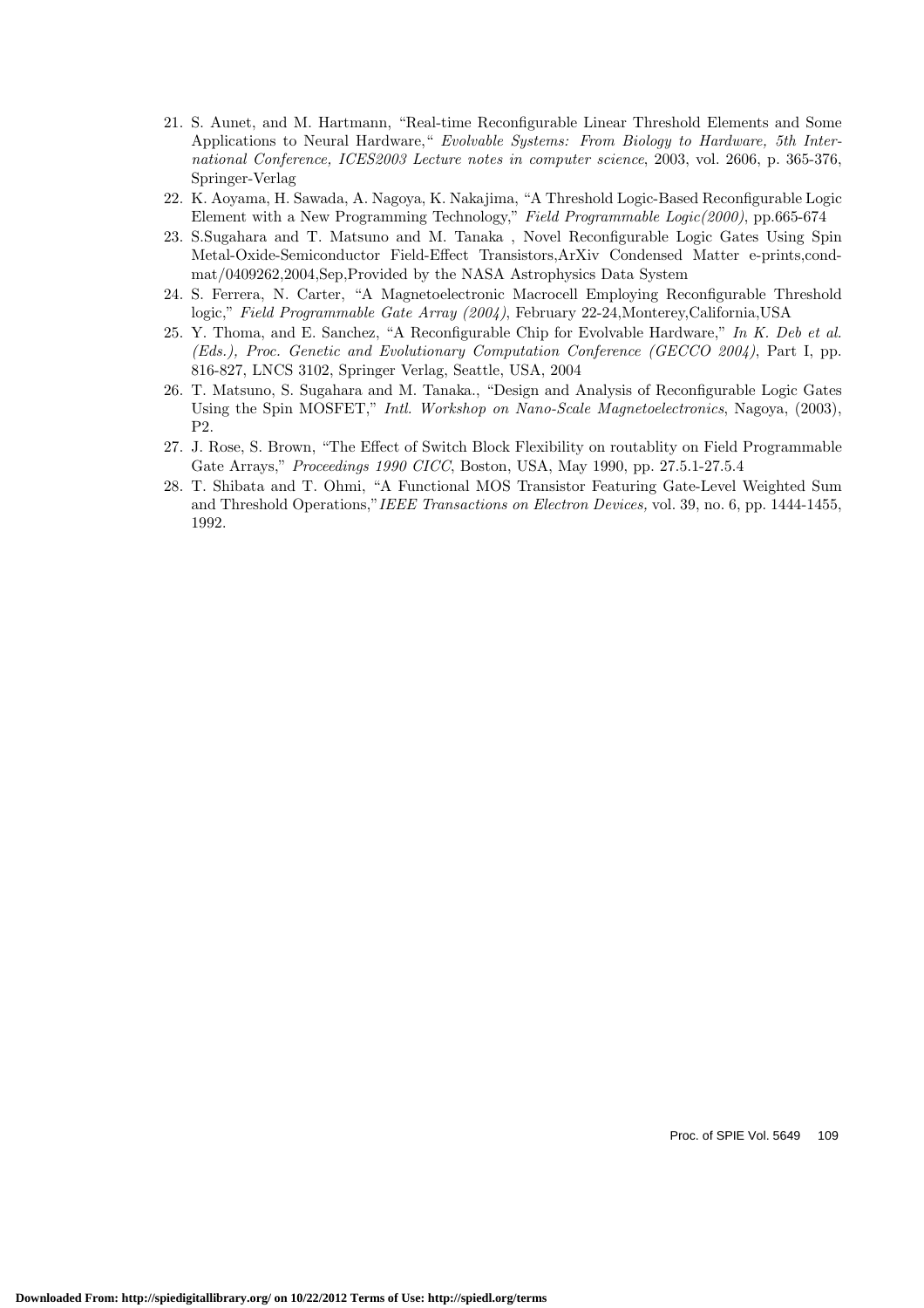21. S. Aunet, and M. Hartmann, "Real-time Reconfigurable Linear Threshold Elements and Some Applications to Neural Hardware," *Evolvable Systems: From Biology to Hardware, 5th International Conference, ICES2003 Lecture notes in computer science*, 2003, vol. 2606, p. 365-376, Springer-Verlag
22. K. Aoyama, H. Sawada, A. Nagoya, K. Nakajima, "A Threshold Logic-Based Reconfigurable Logic Element with a New Programming Technology," *Field Programmable Logic(2000)*, pp.665-674
23. S.Sugahara and T. Matsuno and M. Tanaka , Novel Reconfigurable Logic Gates Using Spin Metal-Oxide-Semiconductor Field-Effect Transistors,ArXiv Condensed Matter e-prints,cond-mat/0409262,2004,Sep,Provided by the NASA Astrophysics Data System
24. S. Ferrera, N. Carter, "A Magnetoelectronic Macrocell Employing Reconfigurable Threshold logic," *Field Programmable Gate Array (2004)*, February 22-24,Monterey,California,USA
25. Y. Thoma, and E. Sanchez, "A Reconfigurable Chip for Evolvable Hardware," *In K. Deb et al. (Eds.), Proc. Genetic and Evolutionary Computation Conference (GECCO 2004)*, Part I, pp. 816-827, LNCS 3102, Springer Verlag, Seattle, USA, 2004
26. T. Matsuno, S. Sugahara and M. Tanaka., "Design and Analysis of Reconfigurable Logic Gates Using the Spin MOSFET," *Intl. Workshop on Nano-Scale Magnetoelectronics*, Nagoya, (2003), P2.
27. J. Rose, S. Brown, "The Effect of Switch Block Flexibility on routablity on Field Programmable Gate Arrays," *Proceedings 1990 CICC*, Boston, USA, May 1990, pp. 27.5.1-27.5.4
28. T. Shibata and T. Ohmi, "A Functional MOS Transistor Featuring Gate-Level Weighted Sum and Threshold Operations,"*IEEE Transactions on Electron Devices,* vol. 39, no. 6, pp. 1444-1455, 1992.